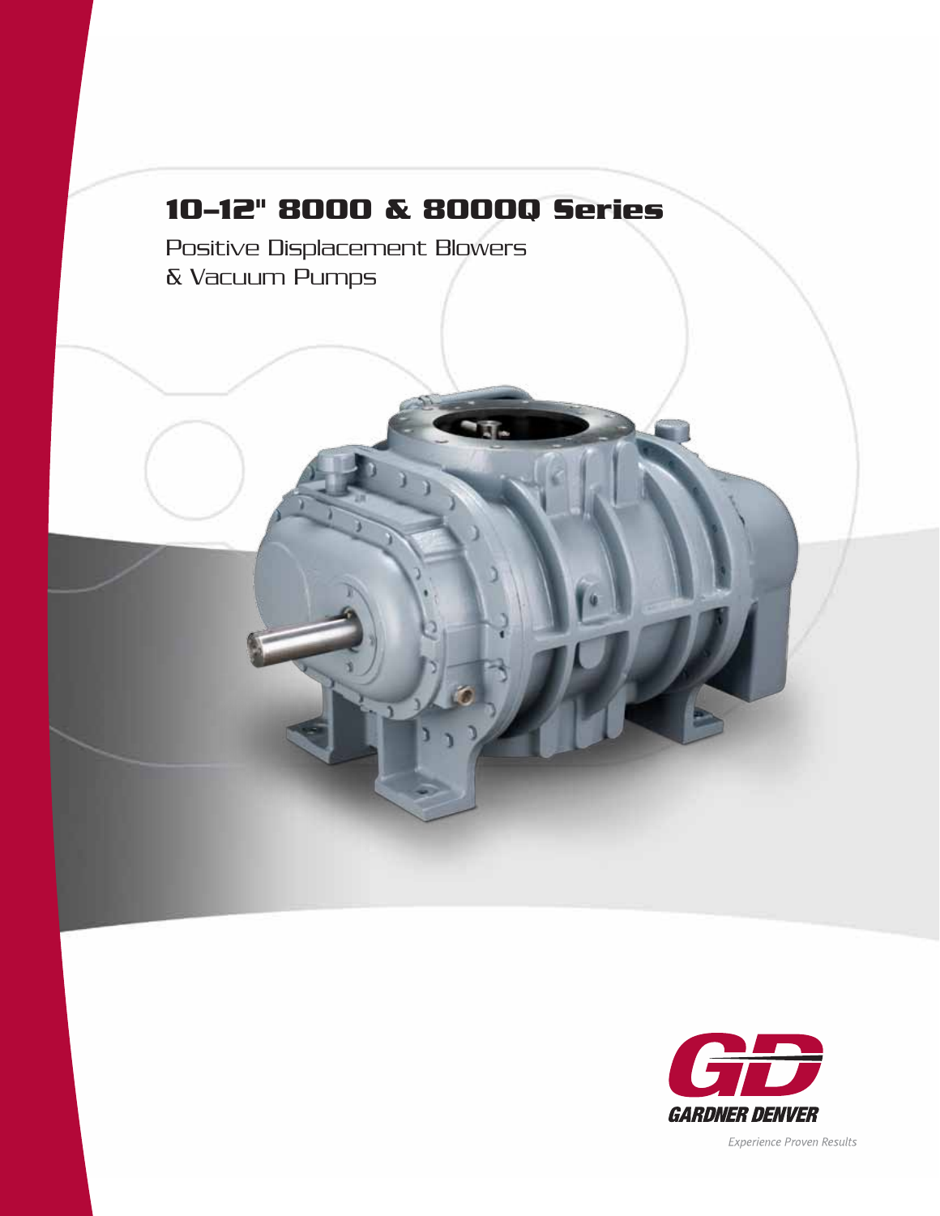# 10–12" 8000 & 8000Q Series

Positive Displacement Blowers
& Vacuum Pumps

GARDNER DENVER

*Experience Proven Results*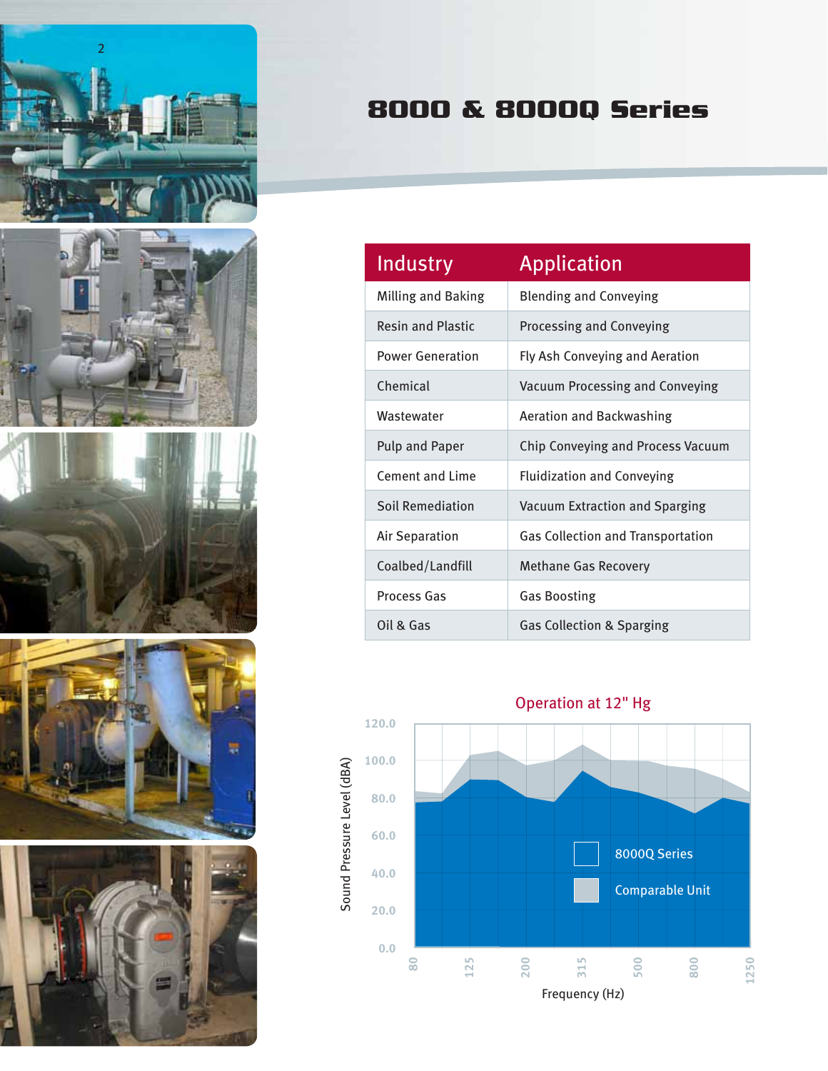# 8000 & 8000Q Series

| Industry | Application |
|---|---|
| Milling and Baking | Blending and Conveying |
| Resin and Plastic | Processing and Conveying |
| Power Generation | Fly Ash Conveying and Aeration |
| Chemical | Vacuum Processing and Conveying |
| Wastewater | Aeration and Backwashing |
| Pulp and Paper | Chip Conveying and Process Vacuum |
| Cement and Lime | Fluidization and Conveying |
| Soil Remediation | Vacuum Extraction and Sparging |
| Air Separation | Gas Collection and Transportation |
| Coalbed/Landfill | Methane Gas Recovery |
| Process Gas | Gas Boosting |
| Oil & Gas | Gas Collection & Sparging |

Operation at 12" Hg

Sound Pressure Level (dBA)

120.0, 100.0, 80.0, 60.0, 40.0, 20.0, 0.0

8000Q Series

Comparable Unit

80, 125, 200, 315, 500, 800, 1250

Frequency (Hz)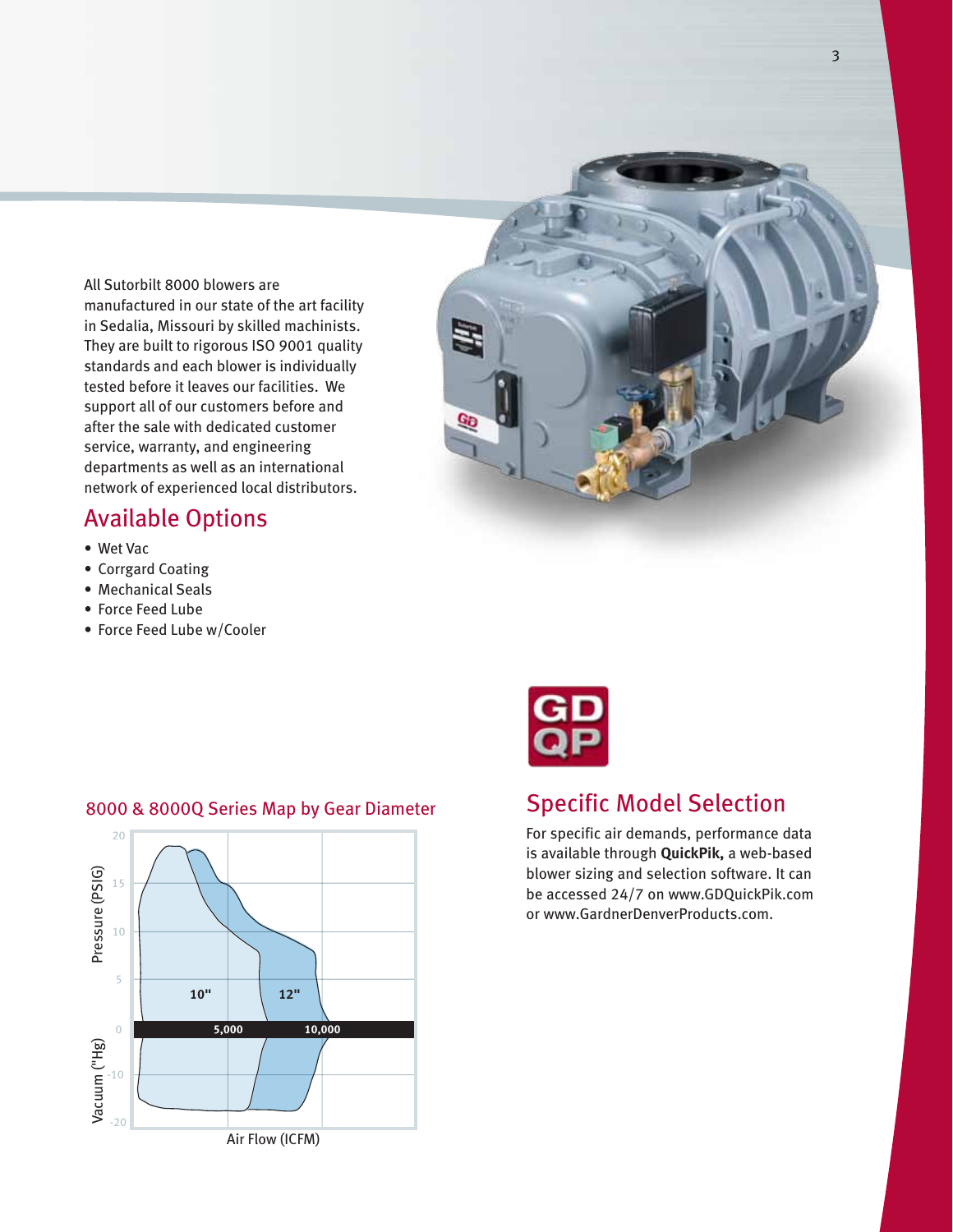All Sutorbilt 8000 blowers are manufactured in our state of the art facility in Sedalia, Missouri by skilled machinists. They are built to rigorous ISO 9001 quality standards and each blower is individually tested before it leaves our facilities. We support all of our customers before and after the sale with dedicated customer service, warranty, and engineering departments as well as an international network of experienced local distributors.

## Available Options

- Wet Vac
- Corrgard Coating
- Mechanical Seals
- Force Feed Lube
- Force Feed Lube w/Cooler

## 8000 & 8000Q Series Map by Gear Diameter

Pressure (PSIG): 20, 15, 10, 5, 0

Vacuum ("Hg): -10, -20

10" &nbsp;&nbsp; 12"

5,000 &nbsp;&nbsp; 10,000

Air Flow (ICFM)

## Specific Model Selection

For specific air demands, performance data is available through **QuickPik,** a web-based blower sizing and selection software. It can be accessed 24/7 on www.GDQuickPik.com or www.GardnerDenverProducts.com.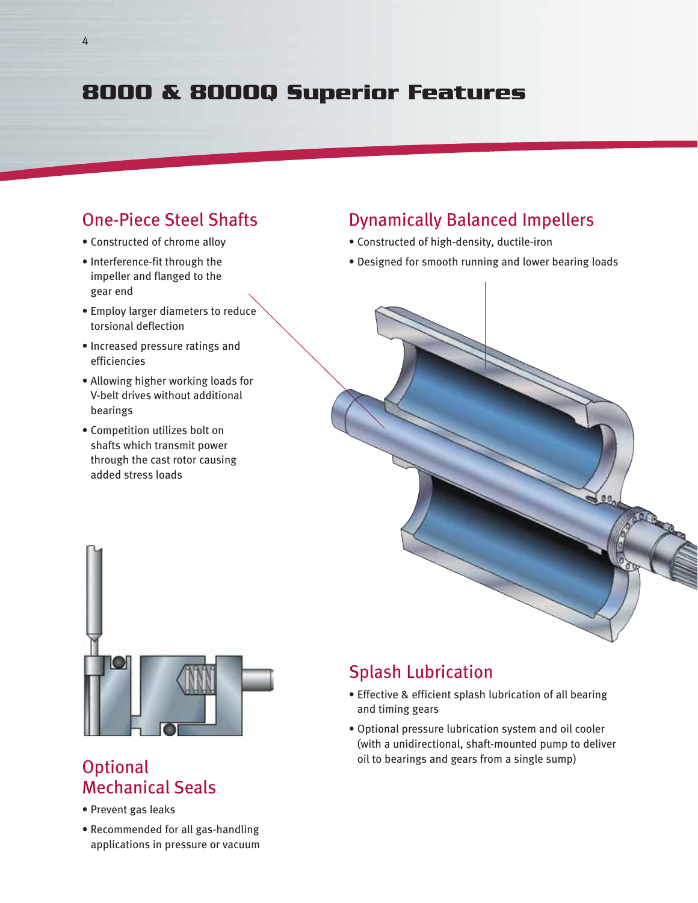# 8000 & 8000Q Superior Features

## One-Piece Steel Shafts

- Constructed of chrome alloy
- Interference-fit through the impeller and flanged to the gear end
- Employ larger diameters to reduce torsional deflection
- Increased pressure ratings and efficiencies
- Allowing higher working loads for V-belt drives without additional bearings
- Competition utilizes bolt on shafts which transmit power through the cast rotor causing added stress loads

## Dynamically Balanced Impellers

- Constructed of high-density, ductile-iron
- Designed for smooth running and lower bearing loads

## Optional Mechanical Seals

- Prevent gas leaks
- Recommended for all gas-handling applications in pressure or vacuum

## Splash Lubrication

- Effective & efficient splash lubrication of all bearing and timing gears
- Optional pressure lubrication system and oil cooler (with a unidirectional, shaft-mounted pump to deliver oil to bearings and gears from a single sump)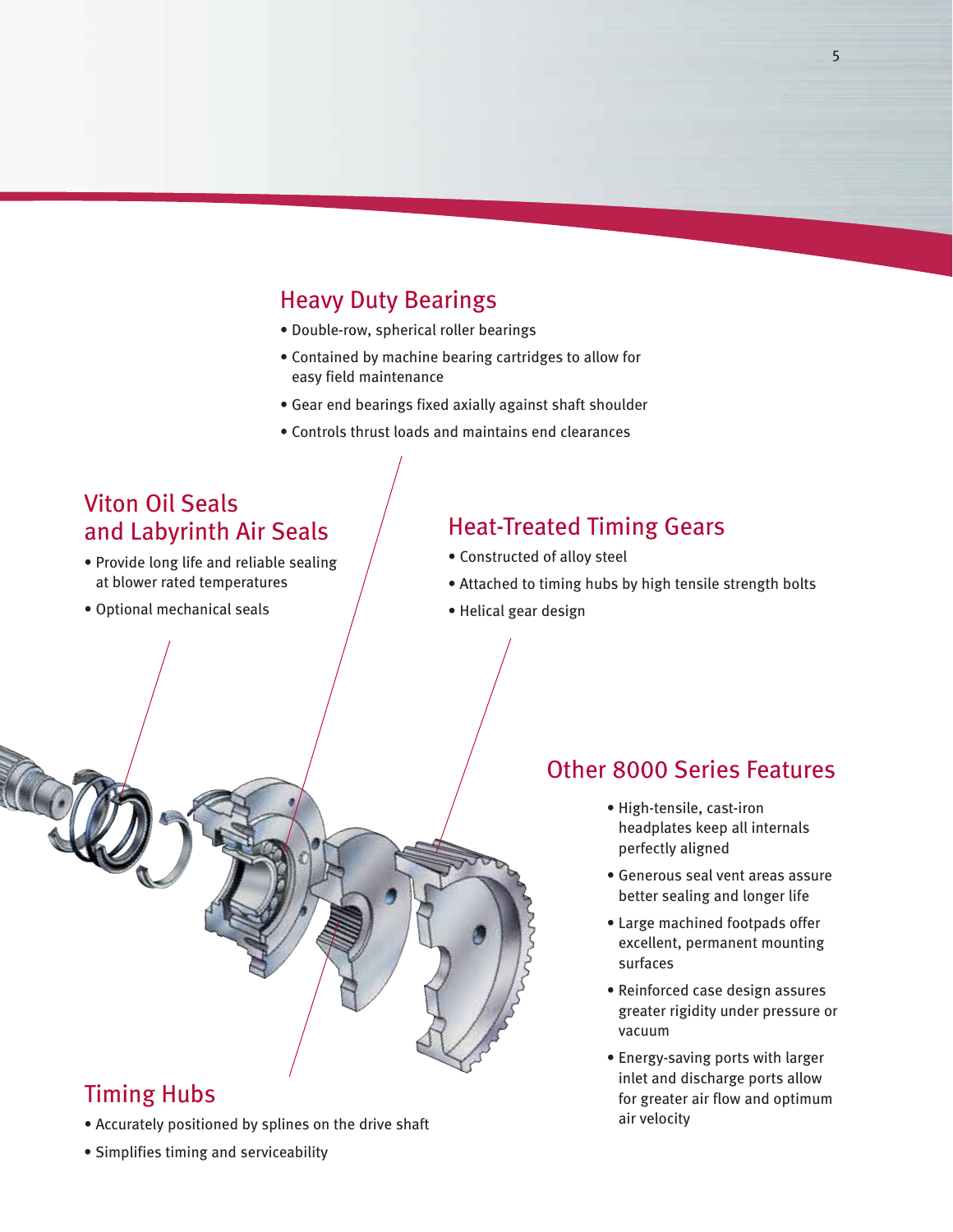## Heavy Duty Bearings

- Double-row, spherical roller bearings
- Contained by machine bearing cartridges to allow for easy field maintenance
- Gear end bearings fixed axially against shaft shoulder
- Controls thrust loads and maintains end clearances

## Viton Oil Seals and Labyrinth Air Seals

- Provide long life and reliable sealing at blower rated temperatures
- Optional mechanical seals

## Heat-Treated Timing Gears

- Constructed of alloy steel
- Attached to timing hubs by high tensile strength bolts
- Helical gear design

## Other 8000 Series Features

- High-tensile, cast-iron headplates keep all internals perfectly aligned
- Generous seal vent areas assure better sealing and longer life
- Large machined footpads offer excellent, permanent mounting surfaces
- Reinforced case design assures greater rigidity under pressure or vacuum
- Energy-saving ports with larger inlet and discharge ports allow for greater air flow and optimum air velocity

## Timing Hubs

- Accurately positioned by splines on the drive shaft
- Simplifies timing and serviceability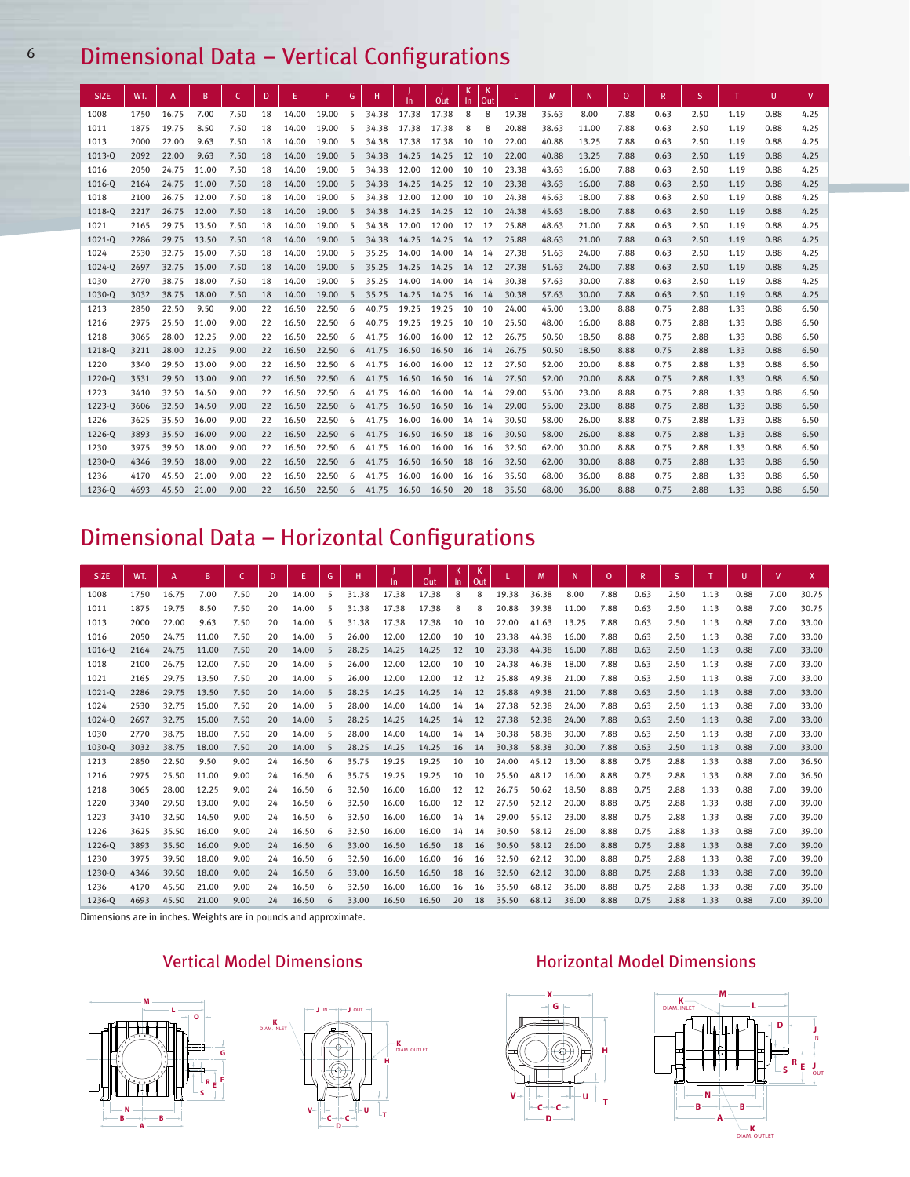# Dimensional Data – Vertical Configurations

| SIZE | WT. | A | B | C | D | E | F | G | H | J In | J Out | K In | K Out | L | M | N | O | R | S | T | U | V |
|---|---|---|---|---|---|---|---|---|---|---|---|---|---|---|---|---|---|---|---|---|---|---|
| 1008 | 1750 | 16.75 | 7.00 | 7.50 | 18 | 14.00 | 19.00 | 5 | 34.38 | 17.38 | 17.38 | 8 | 8 | 19.38 | 35.63 | 8.00 | 7.88 | 0.63 | 2.50 | 1.19 | 0.88 | 4.25 |
| 1011 | 1875 | 19.75 | 8.50 | 7.50 | 18 | 14.00 | 19.00 | 5 | 34.38 | 17.38 | 17.38 | 8 | 8 | 20.88 | 38.63 | 11.00 | 7.88 | 0.63 | 2.50 | 1.19 | 0.88 | 4.25 |
| 1013 | 2000 | 22.00 | 9.63 | 7.50 | 18 | 14.00 | 19.00 | 5 | 34.38 | 17.38 | 17.38 | 10 | 10 | 22.00 | 40.88 | 13.25 | 7.88 | 0.63 | 2.50 | 1.19 | 0.88 | 4.25 |
| 1013-Q | 2092 | 22.00 | 9.63 | 7.50 | 18 | 14.00 | 19.00 | 5 | 34.38 | 14.25 | 14.25 | 12 | 10 | 22.00 | 40.88 | 13.25 | 7.88 | 0.63 | 2.50 | 1.19 | 0.88 | 4.25 |
| 1016 | 2050 | 24.75 | 11.00 | 7.50 | 18 | 14.00 | 19.00 | 5 | 34.38 | 12.00 | 12.00 | 10 | 10 | 23.38 | 43.63 | 16.00 | 7.88 | 0.63 | 2.50 | 1.19 | 0.88 | 4.25 |
| 1016-Q | 2164 | 24.75 | 11.00 | 7.50 | 18 | 14.00 | 19.00 | 5 | 34.38 | 14.25 | 14.25 | 12 | 10 | 23.38 | 43.63 | 16.00 | 7.88 | 0.63 | 2.50 | 1.19 | 0.88 | 4.25 |
| 1018 | 2100 | 26.75 | 12.00 | 7.50 | 18 | 14.00 | 19.00 | 5 | 34.38 | 12.00 | 12.00 | 10 | 10 | 24.38 | 45.63 | 18.00 | 7.88 | 0.63 | 2.50 | 1.19 | 0.88 | 4.25 |
| 1018-Q | 2217 | 26.75 | 12.00 | 7.50 | 18 | 14.00 | 19.00 | 5 | 34.38 | 14.25 | 14.25 | 12 | 10 | 24.38 | 45.63 | 18.00 | 7.88 | 0.63 | 2.50 | 1.19 | 0.88 | 4.25 |
| 1021 | 2165 | 29.75 | 13.50 | 7.50 | 18 | 14.00 | 19.00 | 5 | 34.38 | 12.00 | 12.00 | 12 | 12 | 25.88 | 48.63 | 21.00 | 7.88 | 0.63 | 2.50 | 1.19 | 0.88 | 4.25 |
| 1021-Q | 2286 | 29.75 | 13.50 | 7.50 | 18 | 14.00 | 19.00 | 5 | 34.38 | 14.25 | 14.25 | 14 | 12 | 25.88 | 48.63 | 21.00 | 7.88 | 0.63 | 2.50 | 1.19 | 0.88 | 4.25 |
| 1024 | 2530 | 32.75 | 15.00 | 7.50 | 18 | 14.00 | 19.00 | 5 | 35.25 | 14.00 | 14.00 | 14 | 14 | 27.38 | 51.63 | 24.00 | 7.88 | 0.63 | 2.50 | 1.19 | 0.88 | 4.25 |
| 1024-Q | 2697 | 32.75 | 15.00 | 7.50 | 18 | 14.00 | 19.00 | 5 | 35.25 | 14.25 | 14.25 | 14 | 12 | 27.38 | 51.63 | 24.00 | 7.88 | 0.63 | 2.50 | 1.19 | 0.88 | 4.25 |
| 1030 | 2770 | 38.75 | 18.00 | 7.50 | 18 | 14.00 | 19.00 | 5 | 35.25 | 14.00 | 14.00 | 14 | 14 | 30.38 | 57.63 | 30.00 | 7.88 | 0.63 | 2.50 | 1.19 | 0.88 | 4.25 |
| 1030-Q | 3032 | 38.75 | 18.00 | 7.50 | 18 | 14.00 | 19.00 | 5 | 35.25 | 14.25 | 14.25 | 16 | 14 | 30.38 | 57.63 | 30.00 | 7.88 | 0.63 | 2.50 | 1.19 | 0.88 | 4.25 |
| 1213 | 2850 | 22.50 | 9.50 | 9.00 | 22 | 16.50 | 22.50 | 6 | 40.75 | 19.25 | 19.25 | 10 | 10 | 24.00 | 45.00 | 13.00 | 8.88 | 0.75 | 2.88 | 1.33 | 0.88 | 6.50 |
| 1216 | 2975 | 25.50 | 11.00 | 9.00 | 22 | 16.50 | 22.50 | 6 | 40.75 | 19.25 | 19.25 | 10 | 10 | 25.50 | 48.00 | 16.00 | 8.88 | 0.75 | 2.88 | 1.33 | 0.88 | 6.50 |
| 1218 | 3065 | 28.00 | 12.25 | 9.00 | 22 | 16.50 | 22.50 | 6 | 41.75 | 16.00 | 16.00 | 12 | 12 | 26.75 | 50.50 | 18.50 | 8.88 | 0.75 | 2.88 | 1.33 | 0.88 | 6.50 |
| 1218-Q | 3211 | 28.00 | 12.25 | 9.00 | 22 | 16.50 | 22.50 | 6 | 41.75 | 16.50 | 16.50 | 16 | 14 | 26.75 | 50.50 | 18.50 | 8.88 | 0.75 | 2.88 | 1.33 | 0.88 | 6.50 |
| 1220 | 3340 | 29.50 | 13.00 | 9.00 | 22 | 16.50 | 22.50 | 6 | 41.75 | 16.00 | 16.00 | 12 | 12 | 27.50 | 52.00 | 20.00 | 8.88 | 0.75 | 2.88 | 1.33 | 0.88 | 6.50 |
| 1220-Q | 3531 | 29.50 | 13.00 | 9.00 | 22 | 16.50 | 22.50 | 6 | 41.75 | 16.50 | 16.50 | 16 | 14 | 27.50 | 52.00 | 20.00 | 8.88 | 0.75 | 2.88 | 1.33 | 0.88 | 6.50 |
| 1223 | 3410 | 32.50 | 14.50 | 9.00 | 22 | 16.50 | 22.50 | 6 | 41.75 | 16.00 | 16.00 | 14 | 14 | 29.00 | 55.00 | 23.00 | 8.88 | 0.75 | 2.88 | 1.33 | 0.88 | 6.50 |
| 1223-Q | 3606 | 32.50 | 14.50 | 9.00 | 22 | 16.50 | 22.50 | 6 | 41.75 | 16.50 | 16.50 | 16 | 14 | 29.00 | 55.00 | 23.00 | 8.88 | 0.75 | 2.88 | 1.33 | 0.88 | 6.50 |
| 1226 | 3625 | 35.50 | 16.00 | 9.00 | 22 | 16.50 | 22.50 | 6 | 41.75 | 16.00 | 16.00 | 14 | 14 | 30.50 | 58.00 | 26.00 | 8.88 | 0.75 | 2.88 | 1.33 | 0.88 | 6.50 |
| 1226-Q | 3893 | 35.50 | 16.00 | 9.00 | 22 | 16.50 | 22.50 | 6 | 41.75 | 16.50 | 16.50 | 18 | 16 | 30.50 | 58.00 | 26.00 | 8.88 | 0.75 | 2.88 | 1.33 | 0.88 | 6.50 |
| 1230 | 3975 | 39.50 | 18.00 | 9.00 | 22 | 16.50 | 22.50 | 6 | 41.75 | 16.00 | 16.00 | 16 | 16 | 32.50 | 62.00 | 30.00 | 8.88 | 0.75 | 2.88 | 1.33 | 0.88 | 6.50 |
| 1230-Q | 4346 | 39.50 | 18.00 | 9.00 | 22 | 16.50 | 22.50 | 6 | 41.75 | 16.50 | 16.50 | 18 | 16 | 32.50 | 62.00 | 30.00 | 8.88 | 0.75 | 2.88 | 1.33 | 0.88 | 6.50 |
| 1236 | 4170 | 45.50 | 21.00 | 9.00 | 22 | 16.50 | 22.50 | 6 | 41.75 | 16.00 | 16.00 | 16 | 16 | 35.50 | 68.00 | 36.00 | 8.88 | 0.75 | 2.88 | 1.33 | 0.88 | 6.50 |
| 1236-Q | 4693 | 45.50 | 21.00 | 9.00 | 22 | 16.50 | 22.50 | 6 | 41.75 | 16.50 | 16.50 | 20 | 18 | 35.50 | 68.00 | 36.00 | 8.88 | 0.75 | 2.88 | 1.33 | 0.88 | 6.50 |

# Dimensional Data – Horizontal Configurations

| SIZE | WT. | A | B | C | D | E | G | H | J In | J Out | K In | K Out | L | M | N | O | R | S | T | U | V | X |
|---|---|---|---|---|---|---|---|---|---|---|---|---|---|---|---|---|---|---|---|---|---|---|
| 1008 | 1750 | 16.75 | 7.00 | 7.50 | 20 | 14.00 | 5 | 31.38 | 17.38 | 17.38 | 8 | 8 | 19.38 | 36.38 | 8.00 | 7.88 | 0.63 | 2.50 | 1.13 | 0.88 | 7.00 | 30.75 |
| 1011 | 1875 | 19.75 | 8.50 | 7.50 | 20 | 14.00 | 5 | 31.38 | 17.38 | 17.38 | 8 | 8 | 20.88 | 39.38 | 11.00 | 7.88 | 0.63 | 2.50 | 1.13 | 0.88 | 7.00 | 30.75 |
| 1013 | 2000 | 22.00 | 9.63 | 7.50 | 20 | 14.00 | 5 | 31.38 | 17.38 | 17.38 | 10 | 10 | 22.00 | 41.63 | 13.25 | 7.88 | 0.63 | 2.50 | 1.13 | 0.88 | 7.00 | 33.00 |
| 1016 | 2050 | 24.75 | 11.00 | 7.50 | 20 | 14.00 | 5 | 26.00 | 12.00 | 12.00 | 10 | 10 | 23.38 | 44.38 | 16.00 | 7.88 | 0.63 | 2.50 | 1.13 | 0.88 | 7.00 | 33.00 |
| 1016-Q | 2164 | 24.75 | 11.00 | 7.50 | 20 | 14.00 | 5 | 28.25 | 14.25 | 14.25 | 12 | 10 | 23.38 | 44.38 | 16.00 | 7.88 | 0.63 | 2.50 | 1.13 | 0.88 | 7.00 | 33.00 |
| 1018 | 2100 | 26.75 | 12.00 | 7.50 | 20 | 14.00 | 5 | 26.00 | 12.00 | 12.00 | 10 | 10 | 24.38 | 46.38 | 18.00 | 7.88 | 0.63 | 2.50 | 1.13 | 0.88 | 7.00 | 33.00 |
| 1021 | 2165 | 29.75 | 13.50 | 7.50 | 20 | 14.00 | 5 | 26.00 | 12.00 | 12.00 | 12 | 12 | 25.88 | 49.38 | 21.00 | 7.88 | 0.63 | 2.50 | 1.13 | 0.88 | 7.00 | 33.00 |
| 1021-Q | 2286 | 29.75 | 13.50 | 7.50 | 20 | 14.00 | 5 | 28.25 | 14.25 | 14.25 | 14 | 12 | 25.88 | 49.38 | 21.00 | 7.88 | 0.63 | 2.50 | 1.13 | 0.88 | 7.00 | 33.00 |
| 1024 | 2530 | 32.75 | 15.00 | 7.50 | 20 | 14.00 | 5 | 28.00 | 14.00 | 14.00 | 14 | 14 | 27.38 | 52.38 | 24.00 | 7.88 | 0.63 | 2.50 | 1.13 | 0.88 | 7.00 | 33.00 |
| 1024-Q | 2697 | 32.75 | 15.00 | 7.50 | 20 | 14.00 | 5 | 28.25 | 14.25 | 14.25 | 14 | 12 | 27.38 | 52.38 | 24.00 | 7.88 | 0.63 | 2.50 | 1.13 | 0.88 | 7.00 | 33.00 |
| 1030 | 2770 | 38.75 | 18.00 | 7.50 | 20 | 14.00 | 5 | 28.00 | 14.00 | 14.00 | 14 | 14 | 30.38 | 58.38 | 30.00 | 7.88 | 0.63 | 2.50 | 1.13 | 0.88 | 7.00 | 33.00 |
| 1030-Q | 3032 | 38.75 | 18.00 | 7.50 | 20 | 14.00 | 5 | 28.25 | 14.25 | 14.25 | 16 | 14 | 30.38 | 58.38 | 30.00 | 7.88 | 0.63 | 2.50 | 1.13 | 0.88 | 7.00 | 33.00 |
| 1213 | 2850 | 22.50 | 9.50 | 9.00 | 24 | 16.50 | 6 | 35.75 | 19.25 | 19.25 | 10 | 10 | 24.00 | 45.12 | 13.00 | 8.88 | 0.75 | 2.88 | 1.33 | 0.88 | 7.00 | 36.50 |
| 1216 | 2975 | 25.50 | 11.00 | 9.00 | 24 | 16.50 | 6 | 35.75 | 19.25 | 19.25 | 10 | 10 | 25.50 | 48.12 | 16.00 | 8.88 | 0.75 | 2.88 | 1.33 | 0.88 | 7.00 | 36.50 |
| 1218 | 3065 | 28.00 | 12.25 | 9.00 | 24 | 16.50 | 6 | 32.50 | 16.00 | 16.00 | 12 | 12 | 26.75 | 50.62 | 18.50 | 8.88 | 0.75 | 2.88 | 1.33 | 0.88 | 7.00 | 39.00 |
| 1220 | 3340 | 29.50 | 13.00 | 9.00 | 24 | 16.50 | 6 | 32.50 | 16.00 | 16.00 | 12 | 12 | 27.50 | 52.12 | 20.00 | 8.88 | 0.75 | 2.88 | 1.33 | 0.88 | 7.00 | 39.00 |
| 1223 | 3410 | 32.50 | 14.50 | 9.00 | 24 | 16.50 | 6 | 32.50 | 16.00 | 16.00 | 14 | 14 | 29.00 | 55.12 | 23.00 | 8.88 | 0.75 | 2.88 | 1.33 | 0.88 | 7.00 | 39.00 |
| 1226 | 3625 | 35.50 | 16.00 | 9.00 | 24 | 16.50 | 6 | 32.50 | 16.00 | 16.00 | 14 | 14 | 30.50 | 58.12 | 26.00 | 8.88 | 0.75 | 2.88 | 1.33 | 0.88 | 7.00 | 39.00 |
| 1226-Q | 3893 | 35.50 | 16.00 | 9.00 | 24 | 16.50 | 6 | 33.00 | 16.50 | 16.50 | 18 | 16 | 30.50 | 58.12 | 26.00 | 8.88 | 0.75 | 2.88 | 1.33 | 0.88 | 7.00 | 39.00 |
| 1230 | 3975 | 39.50 | 18.00 | 9.00 | 24 | 16.50 | 6 | 32.50 | 16.00 | 16.00 | 16 | 16 | 32.50 | 62.12 | 30.00 | 8.88 | 0.75 | 2.88 | 1.33 | 0.88 | 7.00 | 39.00 |
| 1230-Q | 4346 | 39.50 | 18.00 | 9.00 | 24 | 16.50 | 6 | 33.00 | 16.50 | 16.50 | 18 | 16 | 32.50 | 62.12 | 30.00 | 8.88 | 0.75 | 2.88 | 1.33 | 0.88 | 7.00 | 39.00 |
| 1236 | 4170 | 45.50 | 21.00 | 9.00 | 24 | 16.50 | 6 | 32.50 | 16.00 | 16.00 | 16 | 16 | 35.50 | 68.12 | 36.00 | 8.88 | 0.75 | 2.88 | 1.33 | 0.88 | 7.00 | 39.00 |
| 1236-Q | 4693 | 45.50 | 21.00 | 9.00 | 24 | 16.50 | 6 | 33.00 | 16.50 | 16.50 | 20 | 18 | 35.50 | 68.12 | 36.00 | 8.88 | 0.75 | 2.88 | 1.33 | 0.88 | 7.00 | 39.00 |

Dimensions are in inches. Weights are in pounds and approximate.

## Vertical Model Dimensions

## Horizontal Model Dimensions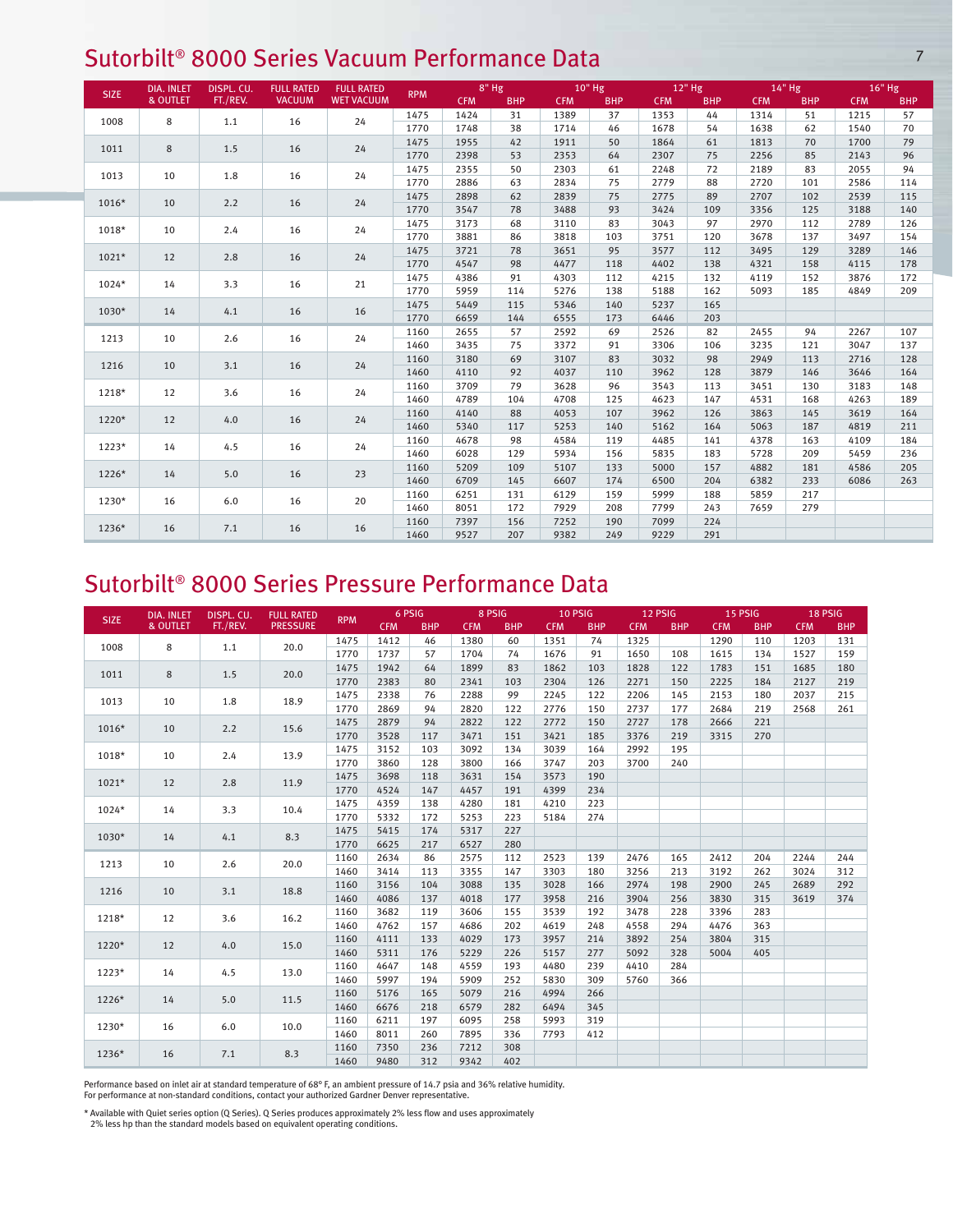# Sutorbilt® 8000 Series Vacuum Performance Data

| SIZE | DIA. INLET & OUTLET | DISPL. CU. FT./REV. | FULL RATED VACUUM | FULL RATED WET VACUUM | RPM | 8" Hg | | 10" Hg | | 12" Hg | | 14" Hg | | 16" Hg | |
|---|---|---|---|---|---|---|---|---|---|---|---|---|---|---|---|
| | | | | | | CFM | BHP | CFM | BHP | CFM | BHP | CFM | BHP | CFM | BHP |
| 1008 | 8 | 1.1 | 16 | 24 | 1475 | 1424 | 31 | 1389 | 37 | 1353 | 44 | 1314 | 51 | 1215 | 57 |
| | | | | | 1770 | 1748 | 38 | 1714 | 46 | 1678 | 54 | 1638 | 62 | 1540 | 70 |
| 1011 | 8 | 1.5 | 16 | 24 | 1475 | 1955 | 42 | 1911 | 50 | 1864 | 61 | 1813 | 70 | 1700 | 79 |
| | | | | | 1770 | 2398 | 53 | 2353 | 64 | 2307 | 75 | 2256 | 85 | 2143 | 96 |
| 1013 | 10 | 1.8 | 16 | 24 | 1475 | 2355 | 50 | 2303 | 61 | 2248 | 72 | 2189 | 83 | 2055 | 94 |
| | | | | | 1770 | 2886 | 63 | 2834 | 75 | 2779 | 88 | 2720 | 101 | 2586 | 114 |
| 1016* | 10 | 2.2 | 16 | 24 | 1475 | 2898 | 62 | 2839 | 75 | 2775 | 89 | 2707 | 102 | 2539 | 115 |
| | | | | | 1770 | 3547 | 78 | 3488 | 93 | 3424 | 109 | 3356 | 125 | 3188 | 140 |
| 1018* | 10 | 2.4 | 16 | 24 | 1475 | 3173 | 68 | 3110 | 83 | 3043 | 97 | 2970 | 112 | 2789 | 126 |
| | | | | | 1770 | 3881 | 86 | 3818 | 103 | 3751 | 120 | 3678 | 137 | 3497 | 154 |
| 1021* | 12 | 2.8 | 16 | 24 | 1475 | 3721 | 78 | 3651 | 95 | 3577 | 112 | 3495 | 129 | 3289 | 146 |
| | | | | | 1770 | 4547 | 98 | 4477 | 118 | 4402 | 138 | 4321 | 158 | 4115 | 178 |
| 1024* | 14 | 3.3 | 16 | 21 | 1475 | 4386 | 91 | 4303 | 112 | 4215 | 132 | 4119 | 152 | 3876 | 172 |
| | | | | | 1770 | 5959 | 114 | 5276 | 138 | 5188 | 162 | 5093 | 185 | 4849 | 209 |
| 1030* | 14 | 4.1 | 16 | 16 | 1475 | 5449 | 115 | 5346 | 140 | 5237 | 165 | | | | |
| | | | | | 1770 | 6659 | 144 | 6555 | 173 | 6446 | 203 | | | | |
| 1213 | 10 | 2.6 | 16 | 24 | 1160 | 2655 | 57 | 2592 | 69 | 2526 | 82 | 2455 | 94 | 2267 | 107 |
| | | | | | 1460 | 3435 | 75 | 3372 | 91 | 3306 | 106 | 3235 | 121 | 3047 | 137 |
| 1216 | 10 | 3.1 | 16 | 24 | 1160 | 3180 | 69 | 3107 | 83 | 3032 | 98 | 2949 | 113 | 2716 | 128 |
| | | | | | 1460 | 4110 | 92 | 4037 | 110 | 3962 | 128 | 3879 | 146 | 3646 | 164 |
| 1218* | 12 | 3.6 | 16 | 24 | 1160 | 3709 | 79 | 3628 | 96 | 3543 | 113 | 3451 | 130 | 3183 | 148 |
| | | | | | 1460 | 4789 | 104 | 4708 | 125 | 4623 | 147 | 4531 | 168 | 4263 | 189 |
| 1220* | 12 | 4.0 | 16 | 24 | 1160 | 4140 | 88 | 4053 | 107 | 3962 | 126 | 3863 | 145 | 3619 | 164 |
| | | | | | 1460 | 5340 | 117 | 5253 | 140 | 5162 | 164 | 5063 | 187 | 4819 | 211 |
| 1223* | 14 | 4.5 | 16 | 24 | 1160 | 4678 | 98 | 4584 | 119 | 4485 | 141 | 4378 | 163 | 4109 | 184 |
| | | | | | 1460 | 6028 | 129 | 5934 | 156 | 5835 | 183 | 5728 | 209 | 5459 | 236 |
| 1226* | 14 | 5.0 | 16 | 23 | 1160 | 5209 | 109 | 5107 | 133 | 5000 | 157 | 4882 | 181 | 4586 | 205 |
| | | | | | 1460 | 6709 | 145 | 6607 | 174 | 6500 | 204 | 6382 | 233 | 6086 | 263 |
| 1230* | 16 | 6.0 | 16 | 20 | 1160 | 6251 | 131 | 6129 | 159 | 5999 | 188 | 5859 | 217 | | |
| | | | | | 1460 | 8051 | 172 | 7929 | 208 | 7799 | 243 | 7659 | 279 | | |
| 1236* | 16 | 7.1 | 16 | 16 | 1160 | 7397 | 156 | 7252 | 190 | 7099 | 224 | | | | |
| | | | | | 1460 | 9527 | 207 | 9382 | 249 | 9229 | 291 | | | | |

# Sutorbilt® 8000 Series Pressure Performance Data

| SIZE | DIA. INLET & OUTLET | DISPL. CU. FT./REV. | FULL RATED PRESSURE | RPM | 6 PSIG | | 8 PSIG | | 10 PSIG | | 12 PSIG | | 15 PSIG | | 18 PSIG | |
|---|---|---|---|---|---|---|---|---|---|---|---|---|---|---|---|---|
| | | | | | CFM | BHP | CFM | BHP | CFM | BHP | CFM | BHP | CFM | BHP | CFM | BHP |
| 1008 | 8 | 1.1 | 20.0 | 1475 | 1412 | 46 | 1380 | 60 | 1351 | 74 | 1325 | | 1290 | 110 | 1203 | 131 |
| | | | | 1770 | 1737 | 57 | 1704 | 74 | 1676 | 91 | 1650 | 108 | 1615 | 134 | 1527 | 159 |
| 1011 | 8 | 1.5 | 20.0 | 1475 | 1942 | 64 | 1899 | 83 | 1862 | 103 | 1828 | 122 | 1783 | 151 | 1685 | 180 |
| | | | | 1770 | 2383 | 80 | 2341 | 103 | 2304 | 126 | 2271 | 150 | 2225 | 184 | 2127 | 219 |
| 1013 | 10 | 1.8 | 18.9 | 1475 | 2338 | 76 | 2288 | 99 | 2245 | 122 | 2206 | 145 | 2153 | 180 | 2037 | 215 |
| | | | | 1770 | 2869 | 94 | 2820 | 122 | 2776 | 150 | 2737 | 177 | 2684 | 219 | 2568 | 261 |
| 1016* | 10 | 2.2 | 15.6 | 1475 | 2879 | 94 | 2822 | 122 | 2772 | 150 | 2727 | 178 | 2666 | 221 | | |
| | | | | 1770 | 3528 | 117 | 3471 | 151 | 3421 | 185 | 3376 | 219 | 3315 | 270 | | |
| 1018* | 10 | 2.4 | 13.9 | 1475 | 3152 | 103 | 3092 | 134 | 3039 | 164 | 2992 | 195 | | | | |
| | | | | 1770 | 3860 | 128 | 3800 | 166 | 3747 | 203 | 3700 | 240 | | | | |
| 1021* | 12 | 2.8 | 11.9 | 1475 | 3698 | 118 | 3631 | 154 | 3573 | 190 | | | | | | |
| | | | | 1770 | 4524 | 147 | 4457 | 191 | 4399 | 234 | | | | | | |
| 1024* | 14 | 3.3 | 10.4 | 1475 | 4359 | 138 | 4280 | 181 | 4210 | 223 | | | | | | |
| | | | | 1770 | 5332 | 172 | 5253 | 223 | 5184 | 274 | | | | | | |
| 1030* | 14 | 4.1 | 8.3 | 1475 | 5415 | 174 | 5317 | 227 | | | | | | | | |
| | | | | 1770 | 6625 | 217 | 6527 | 280 | | | | | | | | |
| 1213 | 10 | 2.6 | 20.0 | 1160 | 2634 | 86 | 2575 | 112 | 2523 | 139 | 2476 | 165 | 2412 | 204 | 2244 | 244 |
| | | | | 1460 | 3414 | 113 | 3355 | 147 | 3303 | 180 | 3256 | 213 | 3192 | 262 | 3024 | 312 |
| 1216 | 10 | 3.1 | 18.8 | 1160 | 3156 | 104 | 3088 | 135 | 3028 | 166 | 2974 | 198 | 2900 | 245 | 2689 | 292 |
| | | | | 1460 | 4086 | 137 | 4018 | 177 | 3958 | 216 | 3904 | 256 | 3830 | 315 | 3619 | 374 |
| 1218* | 12 | 3.6 | 16.2 | 1160 | 3682 | 119 | 3606 | 155 | 3539 | 192 | 3478 | 228 | 3396 | 283 | | |
| | | | | 1460 | 4762 | 157 | 4686 | 202 | 4619 | 248 | 4558 | 294 | 4476 | 363 | | |
| 1220* | 12 | 4.0 | 15.0 | 1160 | 4111 | 133 | 4029 | 173 | 3957 | 214 | 3892 | 254 | 3804 | 315 | | |
| | | | | 1460 | 5311 | 176 | 5229 | 226 | 5157 | 277 | 5092 | 328 | 5004 | 405 | | |
| 1223* | 14 | 4.5 | 13.0 | 1160 | 4647 | 148 | 4559 | 193 | 4480 | 239 | 4410 | 284 | | | | |
| | | | | 1460 | 5997 | 194 | 5909 | 252 | 5830 | 309 | 5760 | 366 | | | | |
| 1226* | 14 | 5.0 | 11.5 | 1160 | 5176 | 165 | 5079 | 216 | 4994 | 266 | | | | | | |
| | | | | 1460 | 6676 | 218 | 6579 | 282 | 6494 | 345 | | | | | | |
| 1230* | 16 | 6.0 | 10.0 | 1160 | 6211 | 197 | 6095 | 258 | 5993 | 319 | | | | | | |
| | | | | 1460 | 8011 | 260 | 7895 | 336 | 7793 | 412 | | | | | | |
| 1236* | 16 | 7.1 | 8.3 | 1160 | 7350 | 236 | 7212 | 308 | | | | | | | | |
| | | | | 1460 | 9480 | 312 | 9342 | 402 | | | | | | | | |

Performance based on inlet air at standard temperature of 68° F, an ambient pressure of 14.7 psia and 36% relative humidity.
For performance at non-standard conditions, contact your authorized Gardner Denver representative.

* Available with Quiet series option (Q Series). Q Series produces approximately 2% less flow and uses approximately 2% less hp than the standard models based on equivalent operating conditions.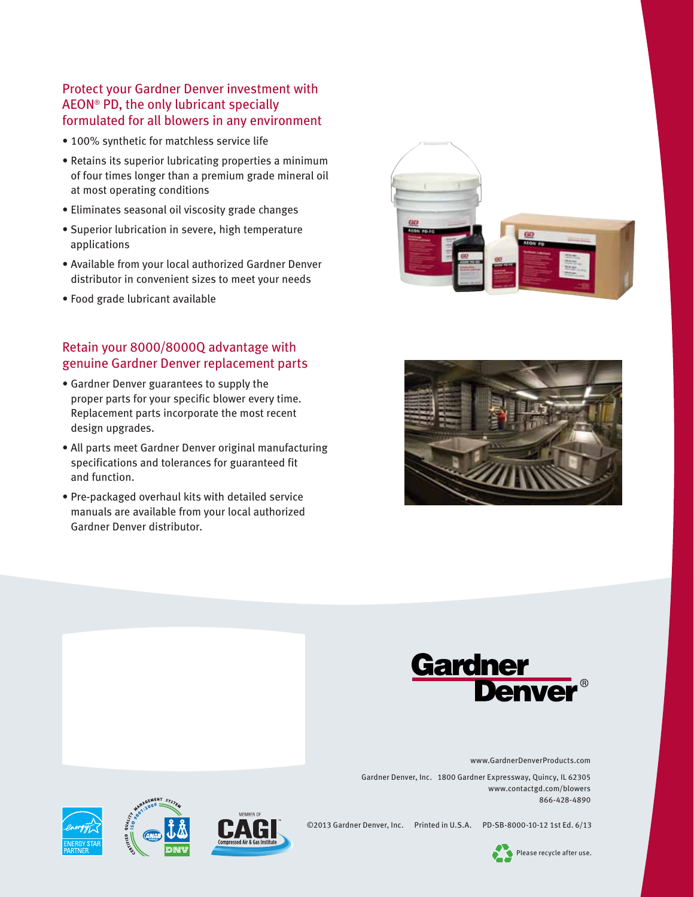## Protect your Gardner Denver investment with AEON® PD, the only lubricant specially formulated for all blowers in any environment

- 100% synthetic for matchless service life
- Retains its superior lubricating properties a minimum of four times longer than a premium grade mineral oil at most operating conditions
- Eliminates seasonal oil viscosity grade changes
- Superior lubrication in severe, high temperature applications
- Available from your local authorized Gardner Denver distributor in convenient sizes to meet your needs
- Food grade lubricant available

## Retain your 8000/8000Q advantage with genuine Gardner Denver replacement parts

- Gardner Denver guarantees to supply the proper parts for your specific blower every time. Replacement parts incorporate the most recent design upgrades.
- All parts meet Gardner Denver original manufacturing specifications and tolerances for guaranteed fit and function.
- Pre-packaged overhaul kits with detailed service manuals are available from your local authorized Gardner Denver distributor.

Gardner Denver®

www.GardnerDenverProducts.com

Gardner Denver, Inc. 1800 Gardner Expressway, Quincy, IL 62305
www.contactgd.com/blowers
866-428-4890

©2013 Gardner Denver, Inc. Printed in U.S.A. PD-SB-8000-10-12 1st Ed. 6/13

Please recycle after use.